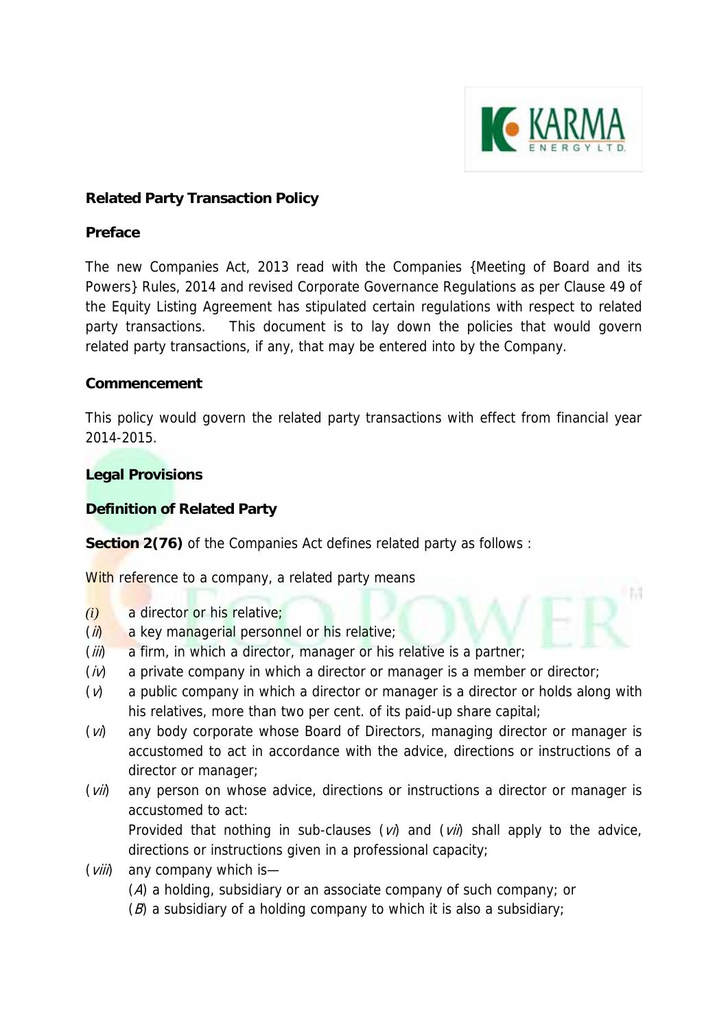## Related Party Transaction Policy

### Preface

The new Companies Act, 2013 read with the Companies {Meeting of Board and its Powers} Rules, 2014 and revised Corporate Governance Regulations as per Clause 49 of the Equity Listing Agreement has stipulated certain regulations with respect to related party transactions. This document is to lay down the policies that would govern related party transactions, if any, that may be entered into by the Company.

### Commencement

This policy would govern the related party transactions with effect from financial year 2014-2015.

### Legal Provisions

### Definition of Related Party

**Section 2(76)** of the Companies Act defines related party as follows :

With reference to a company, a related party means

- (*i*) a director or his relative;
- (*ii*) a key managerial personnel or his relative;
- (*iii*) a firm, in which a director, manager or his relative is a partner;
- (*iv*) a private company in which a director or manager is a member or director;
- (*v*) a public company in which a director or manager is a director or holds along with his relatives, more than two per cent. of its paid-up share capital;
- (*vi*) any body corporate whose Board of Directors, managing director or manager is accustomed to act in accordance with the advice, directions or instructions of a director or manager;
- (*vii*) any person on whose advice, directions or instructions a director or manager is accustomed to act:
  Provided that nothing in sub-clauses (*vi*) and (*vii*) shall apply to the advice, directions or instructions given in a professional capacity;
- (*viii*) any company which is—
  (*A*) a holding, subsidiary or an associate company of such company; or
  (*B*) a subsidiary of a holding company to which it is also a subsidiary;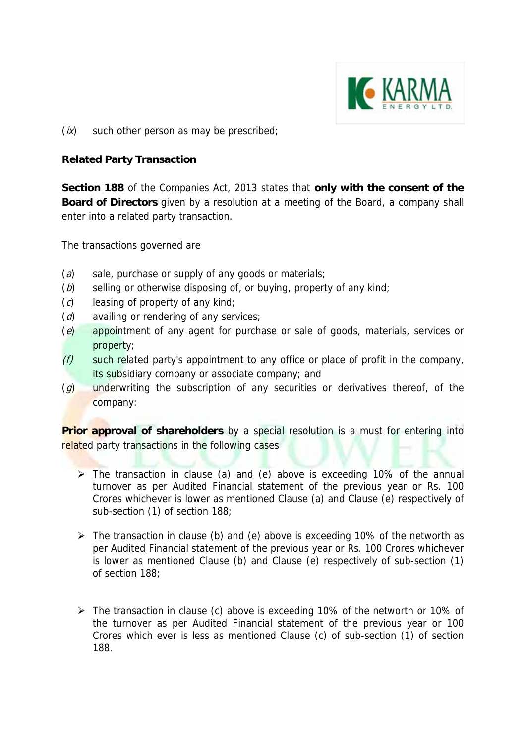(*ix*) such other person as may be prescribed;

**Related Party Transaction**

**Section 188** of the Companies Act, 2013 states that **only with the consent of the Board of Directors** given by a resolution at a meeting of the Board, a company shall enter into a related party transaction.

The transactions governed are

(*a*) sale, purchase or supply of any goods or materials;
(*b*) selling or otherwise disposing of, or buying, property of any kind;
(*c*) leasing of property of any kind;
(*d*) availing or rendering of any services;
(*e*) appointment of any agent for purchase or sale of goods, materials, services or property;
*(f)* such related party's appointment to any office or place of profit in the company, its subsidiary company or associate company; and
(*g*) underwriting the subscription of any securities or derivatives thereof, of the company:

**Prior approval of shareholders** by a special resolution is a must for entering into related party transactions in the following cases

- The transaction in clause (a) and (e) above is exceeding 10% of the annual turnover as per Audited Financial statement of the previous year or Rs. 100 Crores whichever is lower as mentioned Clause (a) and Clause (e) respectively of sub-section (1) of section 188;

- The transaction in clause (b) and (e) above is exceeding 10% of the networth as per Audited Financial statement of the previous year or Rs. 100 Crores whichever is lower as mentioned Clause (b) and Clause (e) respectively of sub-section (1) of section 188;

- The transaction in clause (c) above is exceeding 10% of the networth or 10% of the turnover as per Audited Financial statement of the previous year or 100 Crores which ever is less as mentioned Clause (c) of sub-section (1) of section 188.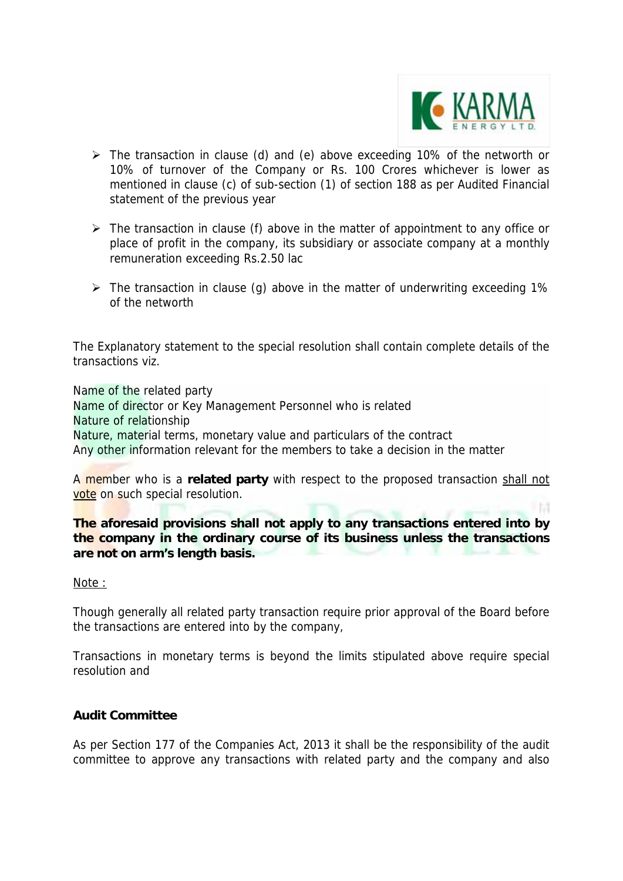- The transaction in clause (d) and (e) above exceeding 10% of the networth or 10% of turnover of the Company or Rs. 100 Crores whichever is lower as mentioned in clause (c) of sub-section (1) of section 188 as per Audited Financial statement of the previous year

- The transaction in clause (f) above in the matter of appointment to any office or place of profit in the company, its subsidiary or associate company at a monthly remuneration exceeding Rs.2.50 lac

- The transaction in clause (g) above in the matter of underwriting exceeding 1% of the networth

The Explanatory statement to the special resolution shall contain complete details of the transactions viz.

Name of the related party
Name of director or Key Management Personnel who is related
Nature of relationship
Nature, material terms, monetary value and particulars of the contract
Any other information relevant for the members to take a decision in the matter

A member who is a **related party** with respect to the proposed transaction <u>shall not vote</u> on such special resolution.

**The aforesaid provisions shall not apply to any transactions entered into by the company in the ordinary course of its business unless the transactions are not on arm's length basis.**

<u>Note :</u>

Though generally all related party transaction require prior approval of the Board before the transactions are entered into by the company,

Transactions in monetary terms is beyond the limits stipulated above require special resolution and

**Audit Committee**

As per Section 177 of the Companies Act, 2013 it shall be the responsibility of the audit committee to approve any transactions with related party and the company and also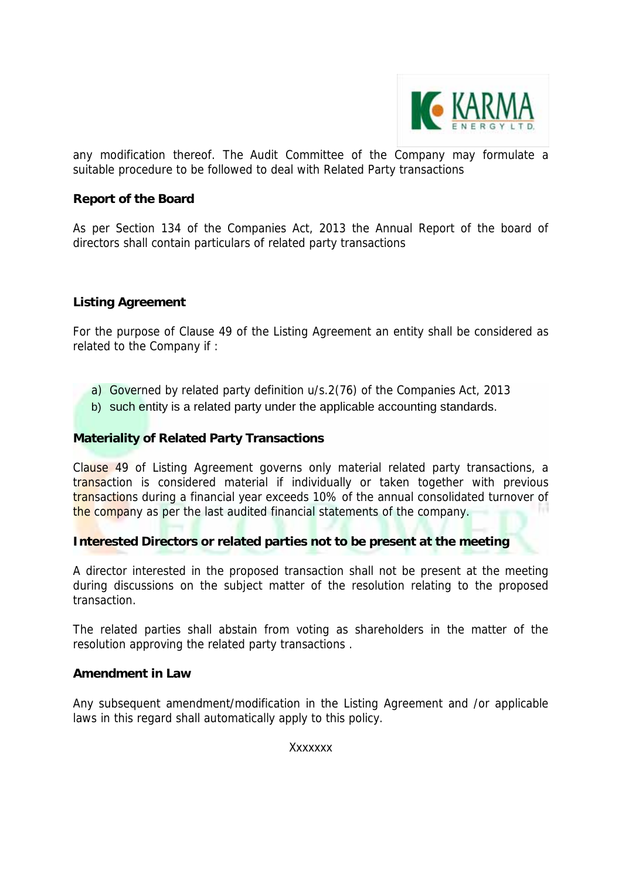any modification thereof. The Audit Committee of the Company may formulate a suitable procedure to be followed to deal with Related Party transactions

**Report of the Board**

As per Section 134 of the Companies Act, 2013 the Annual Report of the board of directors shall contain particulars of related party transactions

**Listing Agreement**

For the purpose of Clause 49 of the Listing Agreement an entity shall be considered as related to the Company if :

a) Governed by related party definition u/s.2(76) of the Companies Act, 2013
b) such entity is a related party under the applicable accounting standards.

**Materiality of Related Party Transactions**

Clause 49 of Listing Agreement governs only material related party transactions, a transaction is considered material if individually or taken together with previous transactions during a financial year exceeds 10% of the annual consolidated turnover of the company as per the last audited financial statements of the company.

**Interested Directors or related parties not to be present at the meeting**

A director interested in the proposed transaction shall not be present at the meeting during discussions on the subject matter of the resolution relating to the proposed transaction.

The related parties shall abstain from voting as shareholders in the matter of the resolution approving the related party transactions .

**Amendment in Law**

Any subsequent amendment/modification in the Listing Agreement and /or applicable laws in this regard shall automatically apply to this policy.

Xxxxxxx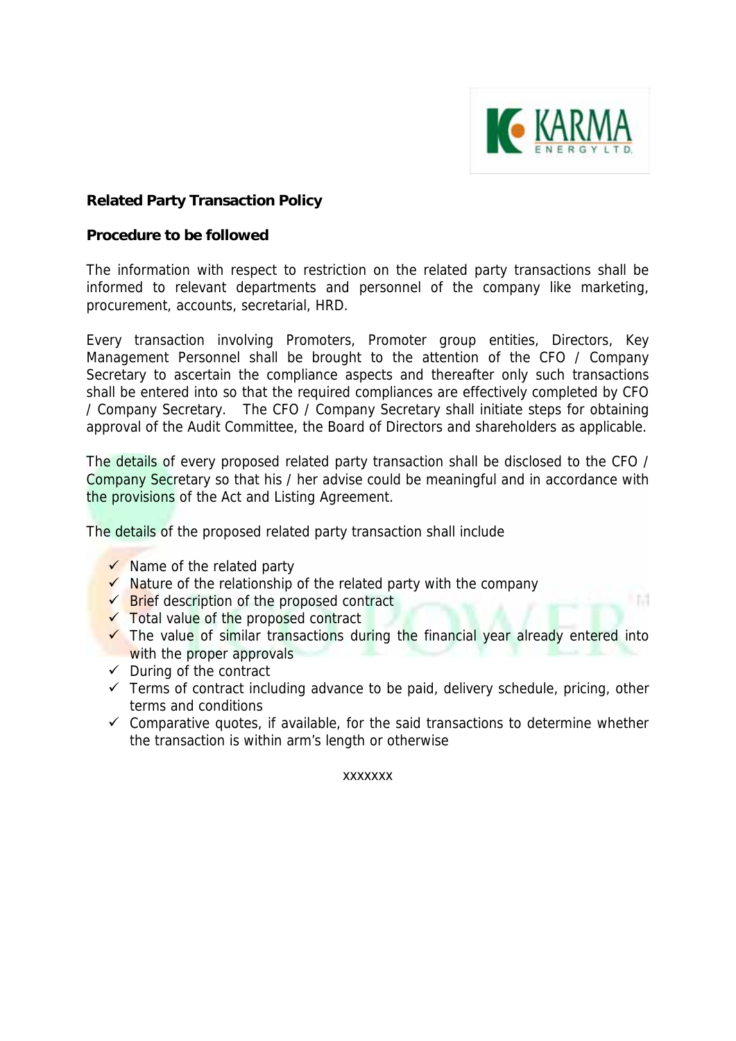**Related Party Transaction Policy**

**Procedure to be followed**

The information with respect to restriction on the related party transactions shall be informed to relevant departments and personnel of the company like marketing, procurement, accounts, secretarial, HRD.

Every transaction involving Promoters, Promoter group entities, Directors, Key Management Personnel shall be brought to the attention of the CFO / Company Secretary to ascertain the compliance aspects and thereafter only such transactions shall be entered into so that the required compliances are effectively completed by CFO / Company Secretary. The CFO / Company Secretary shall initiate steps for obtaining approval of the Audit Committee, the Board of Directors and shareholders as applicable.

The details of every proposed related party transaction shall be disclosed to the CFO / Company Secretary so that his / her advise could be meaningful and in accordance with the provisions of the Act and Listing Agreement.

The details of the proposed related party transaction shall include

- ✓ Name of the related party
- ✓ Nature of the relationship of the related party with the company
- ✓ Brief description of the proposed contract
- ✓ Total value of the proposed contract
- ✓ The value of similar transactions during the financial year already entered into with the proper approvals
- ✓ During of the contract
- ✓ Terms of contract including advance to be paid, delivery schedule, pricing, other terms and conditions
- ✓ Comparative quotes, if available, for the said transactions to determine whether the transaction is within arm's length or otherwise

xxxxxxx